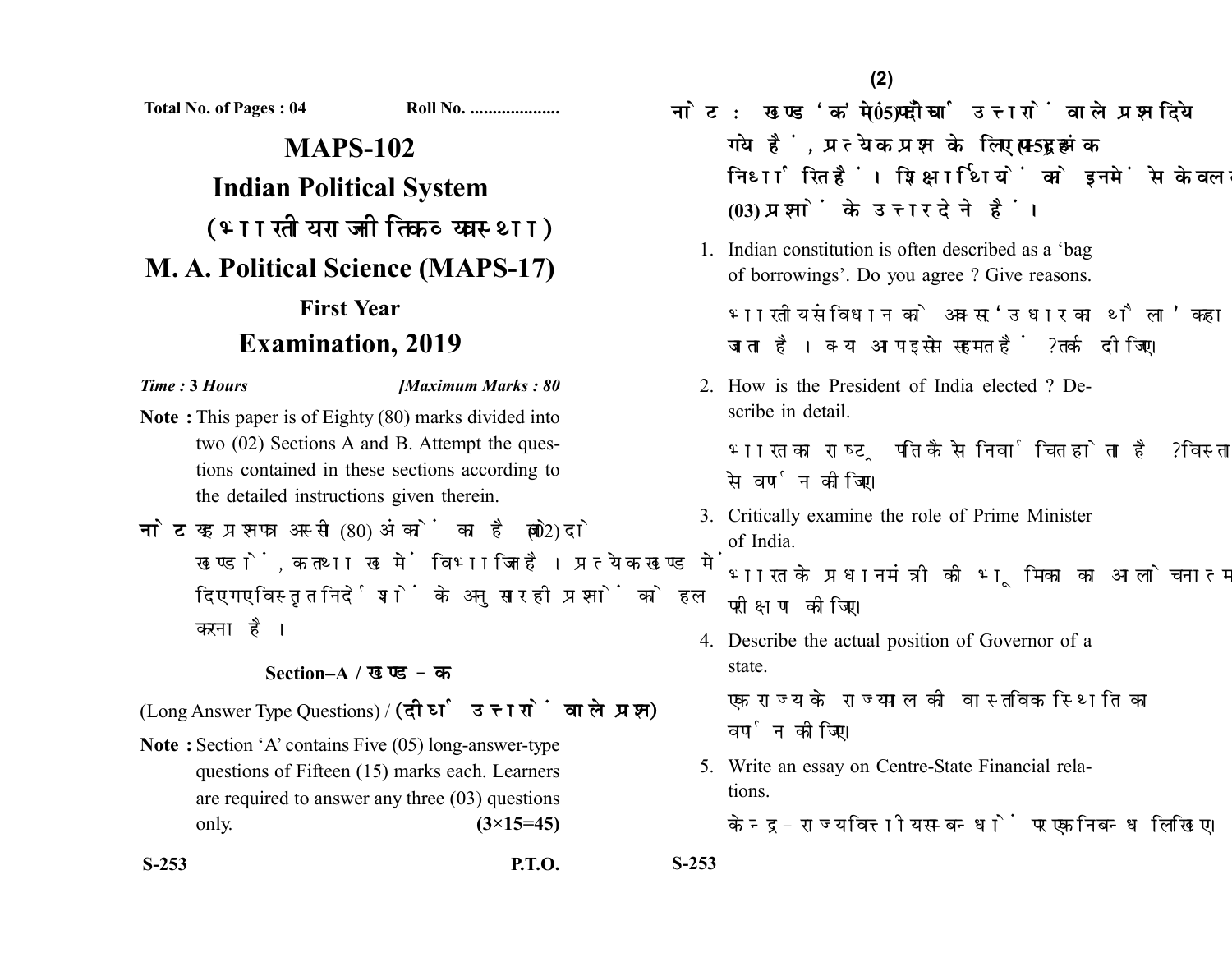Total No. of Pages : 04 Roll No. ....................

# MAPS-102

## Indian Political System

## (भारतीय राजनीतिक व्यवस्था)

## M. A. Political Science (MAPS-17)

### First Year

### Examination, 2019

*Time :* **3** *Hours* *[Maximum Marks : 80*

**Note :** This paper is of Eighty (80) marks divided into two (02) Sections A and B. Attempt the questions contained in these sections according to the detailed instructions given therein.

**नोट :** यह प्रश्नपत्र अस्सी (80) अंकों का है जो दो (02) खण्डों, क तथा ख में विभाजित है। प्रत्येक खण्ड में दिए गए विस्तृत निर्देशों के अनुसार ही प्रश्नों को हल करना है।

### Section–A / खण्ड–क

(Long Answer Type Questions) / **(दीर्घ उत्तरों वाले प्रश्न)**

**Note :** Section 'A' contains Five (05) long-answer-type questions of Fifteen (15) marks each. Learners are required to answer any three (03) questions only. **(3×15=45)**

**नोट :** खण्ड 'क' में पाँच (05) दीर्घ उत्तरों वाले प्रश्न दिये गये हैं, प्रत्येक प्रश्न के लिए पन्द्रह (15) अंक निर्धारित हैं। शिक्षार्थियों को इनमें से केवल तीन (03) प्रश्नों के उत्तर देने हैं।

1. Indian constitution is often described as a 'bag of borrowings'. Do you agree ? Give reasons.

   भारतीय संविधान को अक्सर 'उधार का थैला' कहा जाता है। क्या आप इससे सहमत हैं ? तर्क दीजिए।

2. How is the President of India elected ? Describe in detail.

   भारत का राष्ट्रपति कैसे निर्वाचित होता है ? विस्तार से वर्णन कीजिए।

3. Critically examine the role of Prime Minister of India.

   भारत के प्रधानमंत्री की भूमिका का आलोचनात्मक परीक्षण कीजिए।

4. Describe the actual position of Governor of a state.

   एक राज्य के राज्यपाल की वास्तविक स्थिति का वर्णन कीजिए।

5. Write an essay on Centre-State Financial relations.

   केन्द्र-राज्य वित्तीय सम्बन्धों पर एक निबन्ध लिखिए।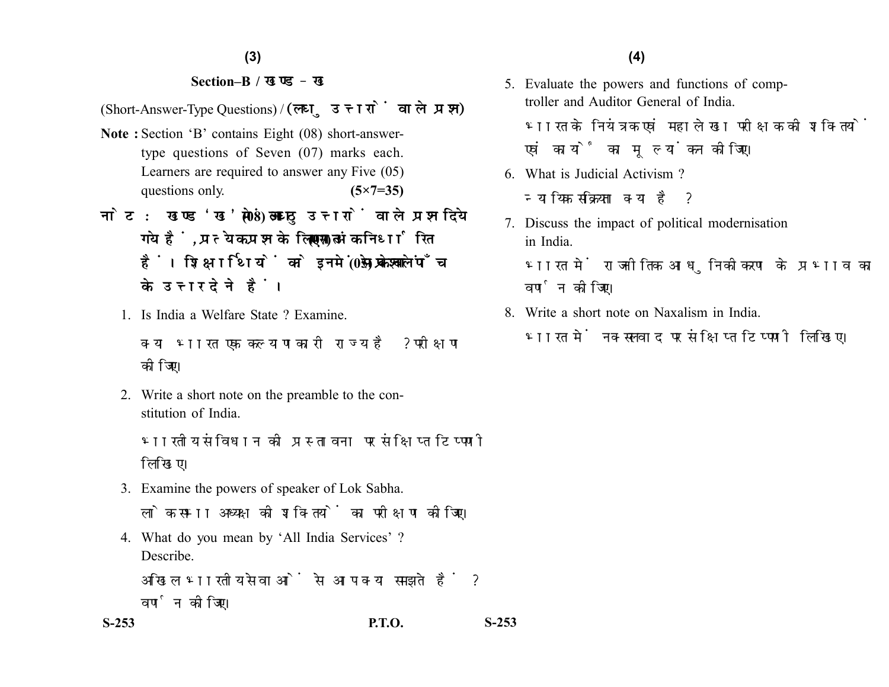## Section–B / खण्ड – ख

(Short-Answer-Type Questions) / **(लघु उत्तरों वाले प्रश्न)**

**Note :** Section 'B' contains Eight (08) short-answer-type questions of Seven (07) marks each. Learners are required to answer any Five (05) questions only. **(5×7=35)**

**नोट :** खण्ड 'ख' में आठ **(08)** लघु उत्तरों वाले प्रश्न दिये गये हैं, प्रत्येक प्रश्न के लिए सात **(07)** अंक निर्धारित हैं। शिक्षार्थियों को इनमें से केवल पाँच **(05)** प्रश्नों के उत्तर देने हैं।

1. Is India a Welfare State ? Examine.

   क्या भारत एक कल्याणकारी राज्य है ? परीक्षण कीजिए।

2. Write a short note on the preamble to the constitution of India.

   भारतीय संविधान की प्रस्तावना पर संक्षिप्त टिप्पणी लिखिए।

3. Examine the powers of speaker of Lok Sabha.

   लोकसभा अध्यक्ष की शक्तियों का परीक्षण कीजिए।

4. What do you mean by 'All India Services' ? Describe.

   अखिल भारतीय सेवाओं से आप क्या समझते हैं ? वर्णन कीजिए।

5. Evaluate the powers and functions of comptroller and Auditor General of India.

   भारत के नियंत्रक एवं महालेखा परीक्षक की शक्तियों एवं कार्यों का मूल्यांकन कीजिए।

6. What is Judicial Activism ?

   न्यायिक सक्रियता क्या है ?

7. Discuss the impact of political modernisation in India.

   भारत में राजनीतिक आधुनिकीकरण के प्रभाव का वर्णन कीजिए।

8. Write a short note on Naxalism in India.

   भारत में नक्सलवाद पर संक्षिप्त टिप्पणी लिखिए।